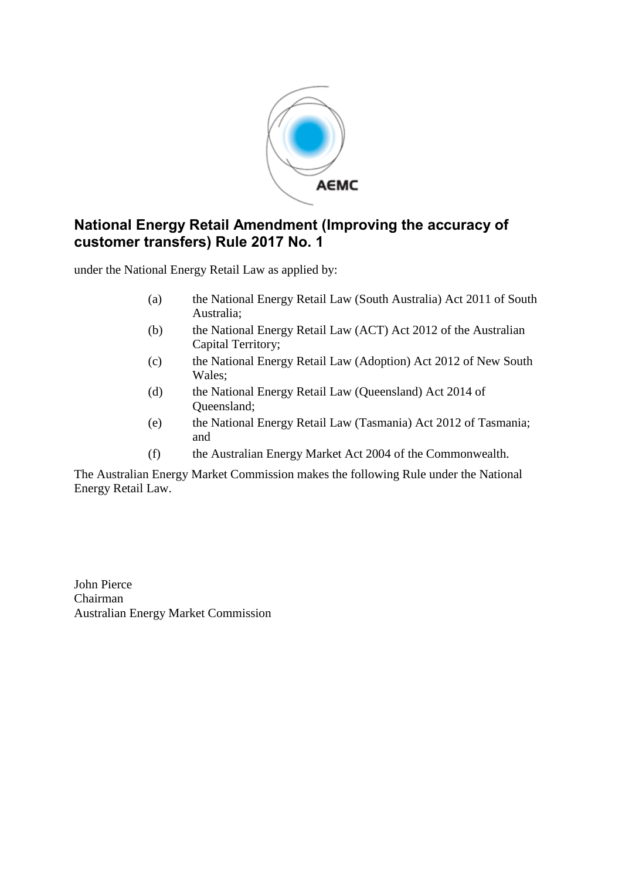# National Energy Retail Amendment (Improving the accuracy of customer transfers) Rule 2017 No. 1

under the National Energy Retail Law as applied by:

(a) the National Energy Retail Law (South Australia) Act 2011 of South Australia;

(b) the National Energy Retail Law (ACT) Act 2012 of the Australian Capital Territory;

(c) the National Energy Retail Law (Adoption) Act 2012 of New South Wales;

(d) the National Energy Retail Law (Queensland) Act 2014 of Queensland;

(e) the National Energy Retail Law (Tasmania) Act 2012 of Tasmania; and

(f) the Australian Energy Market Act 2004 of the Commonwealth.

The Australian Energy Market Commission makes the following Rule under the National Energy Retail Law.

John Pierce  
Chairman  
Australian Energy Market Commission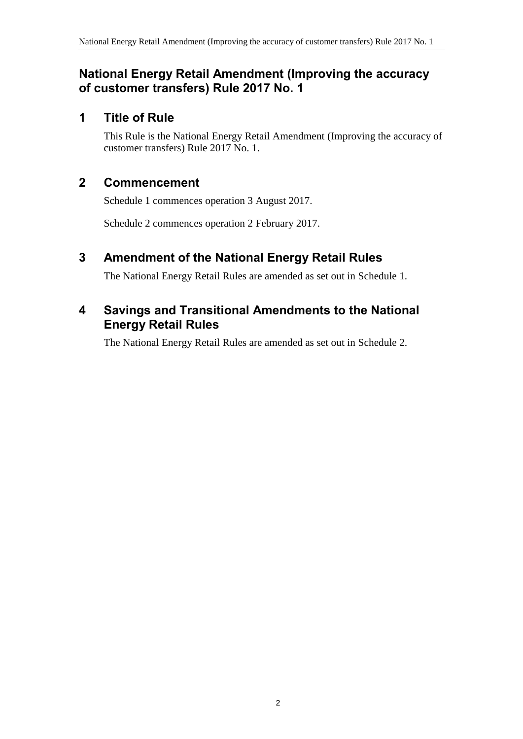# National Energy Retail Amendment (Improving the accuracy of customer transfers) Rule 2017 No. 1

## 1 Title of Rule

This Rule is the National Energy Retail Amendment (Improving the accuracy of customer transfers) Rule 2017 No. 1.

## 2 Commencement

Schedule 1 commences operation 3 August 2017.

Schedule 2 commences operation 2 February 2017.

## 3 Amendment of the National Energy Retail Rules

The National Energy Retail Rules are amended as set out in Schedule 1.

## 4 Savings and Transitional Amendments to the National Energy Retail Rules

The National Energy Retail Rules are amended as set out in Schedule 2.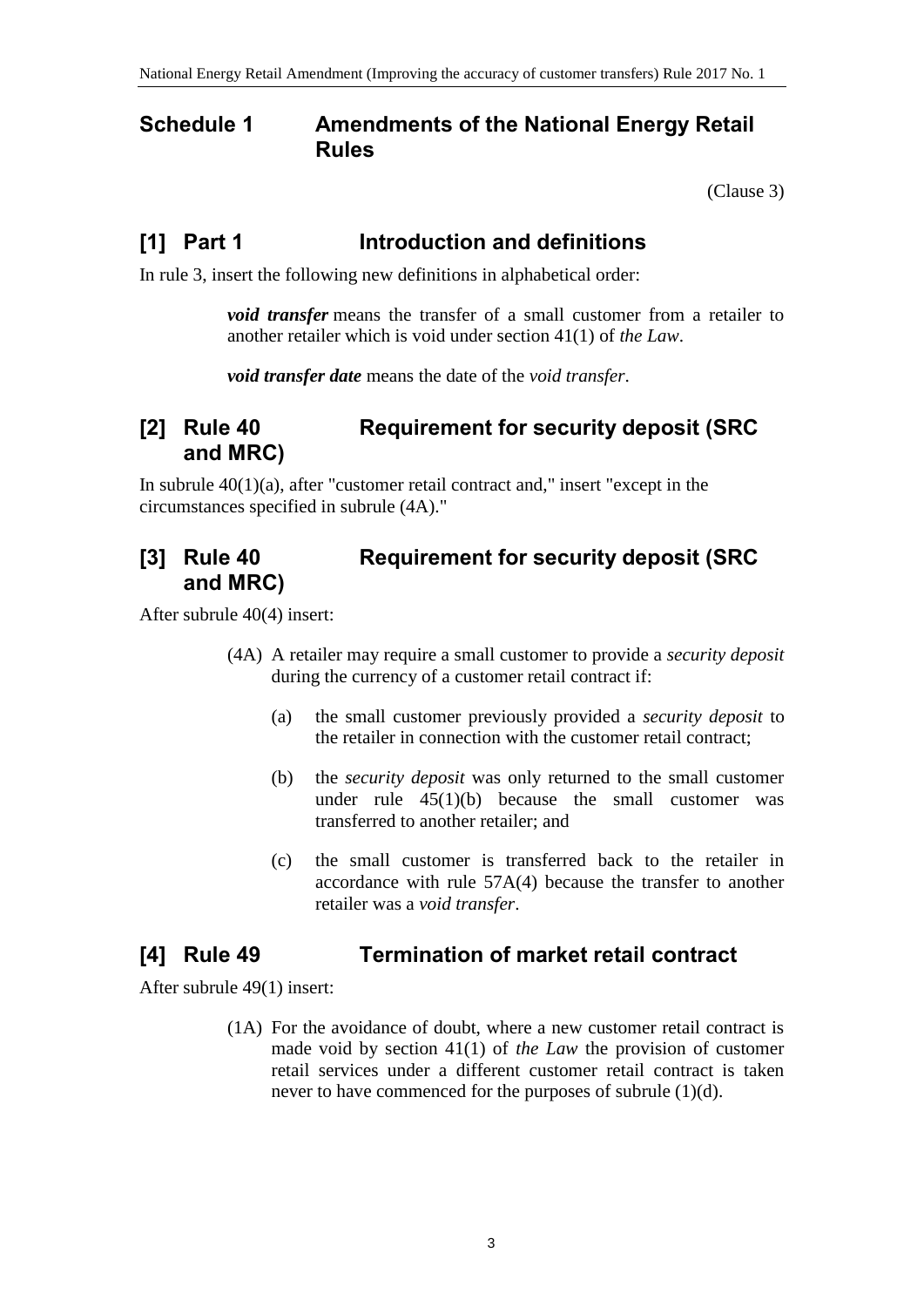## Schedule 1 Amendments of the National Energy Retail Rules

(Clause 3)

### [1] Part 1 Introduction and definitions

In rule 3, insert the following new definitions in alphabetical order:

> ***void transfer*** means the transfer of a small customer from a retailer to another retailer which is void under section 41(1) of *the Law*.
>
> ***void transfer date*** means the date of the *void transfer*.

### [2] Rule 40 Requirement for security deposit (SRC and MRC)

In subrule 40(1)(a), after "customer retail contract and," insert "except in the circumstances specified in subrule (4A)."

### [3] Rule 40 Requirement for security deposit (SRC and MRC)

After subrule 40(4) insert:

> (4A) A retailer may require a small customer to provide a *security deposit* during the currency of a customer retail contract if:
>
> (a) the small customer previously provided a *security deposit* to the retailer in connection with the customer retail contract;
>
> (b) the *security deposit* was only returned to the small customer under rule 45(1)(b) because the small customer was transferred to another retailer; and
>
> (c) the small customer is transferred back to the retailer in accordance with rule 57A(4) because the transfer to another retailer was a *void transfer*.

### [4] Rule 49 Termination of market retail contract

After subrule 49(1) insert:

> (1A) For the avoidance of doubt, where a new customer retail contract is made void by section 41(1) of *the Law* the provision of customer retail services under a different customer retail contract is taken never to have commenced for the purposes of subrule (1)(d).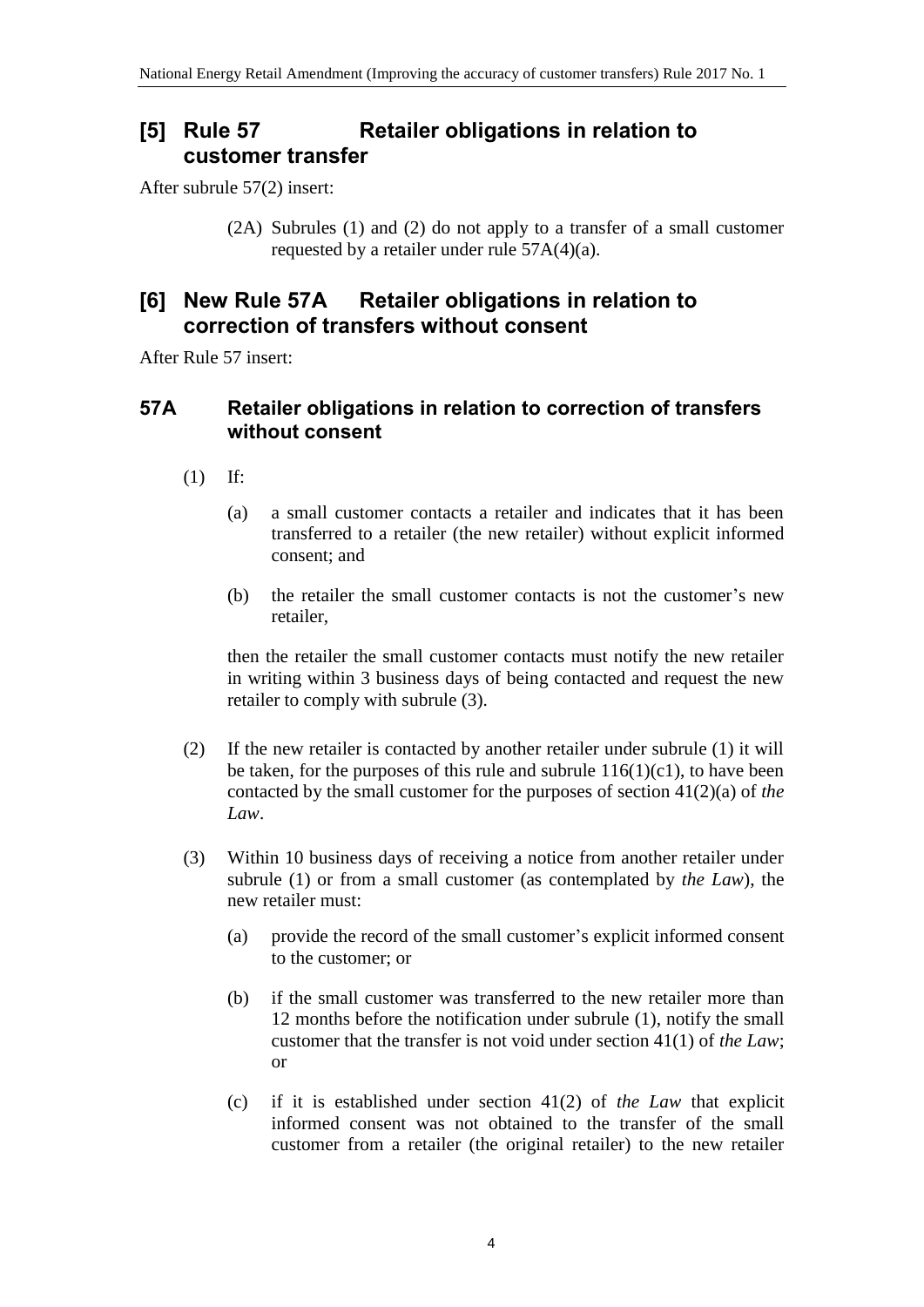## [5] Rule 57 Retailer obligations in relation to customer transfer

After subrule 57(2) insert:

(2A) Subrules (1) and (2) do not apply to a transfer of a small customer requested by a retailer under rule 57A(4)(a).

## [6] New Rule 57A Retailer obligations in relation to correction of transfers without consent

After Rule 57 insert:

### 57A Retailer obligations in relation to correction of transfers without consent

(1) If:

(a) a small customer contacts a retailer and indicates that it has been transferred to a retailer (the new retailer) without explicit informed consent; and

(b) the retailer the small customer contacts is not the customer's new retailer,

then the retailer the small customer contacts must notify the new retailer in writing within 3 business days of being contacted and request the new retailer to comply with subrule (3).

(2) If the new retailer is contacted by another retailer under subrule (1) it will be taken, for the purposes of this rule and subrule 116(1)(c1), to have been contacted by the small customer for the purposes of section 41(2)(a) of *the Law*.

(3) Within 10 business days of receiving a notice from another retailer under subrule (1) or from a small customer (as contemplated by *the Law*), the new retailer must:

(a) provide the record of the small customer's explicit informed consent to the customer; or

(b) if the small customer was transferred to the new retailer more than 12 months before the notification under subrule (1), notify the small customer that the transfer is not void under section 41(1) of *the Law*; or

(c) if it is established under section 41(2) of *the Law* that explicit informed consent was not obtained to the transfer of the small customer from a retailer (the original retailer) to the new retailer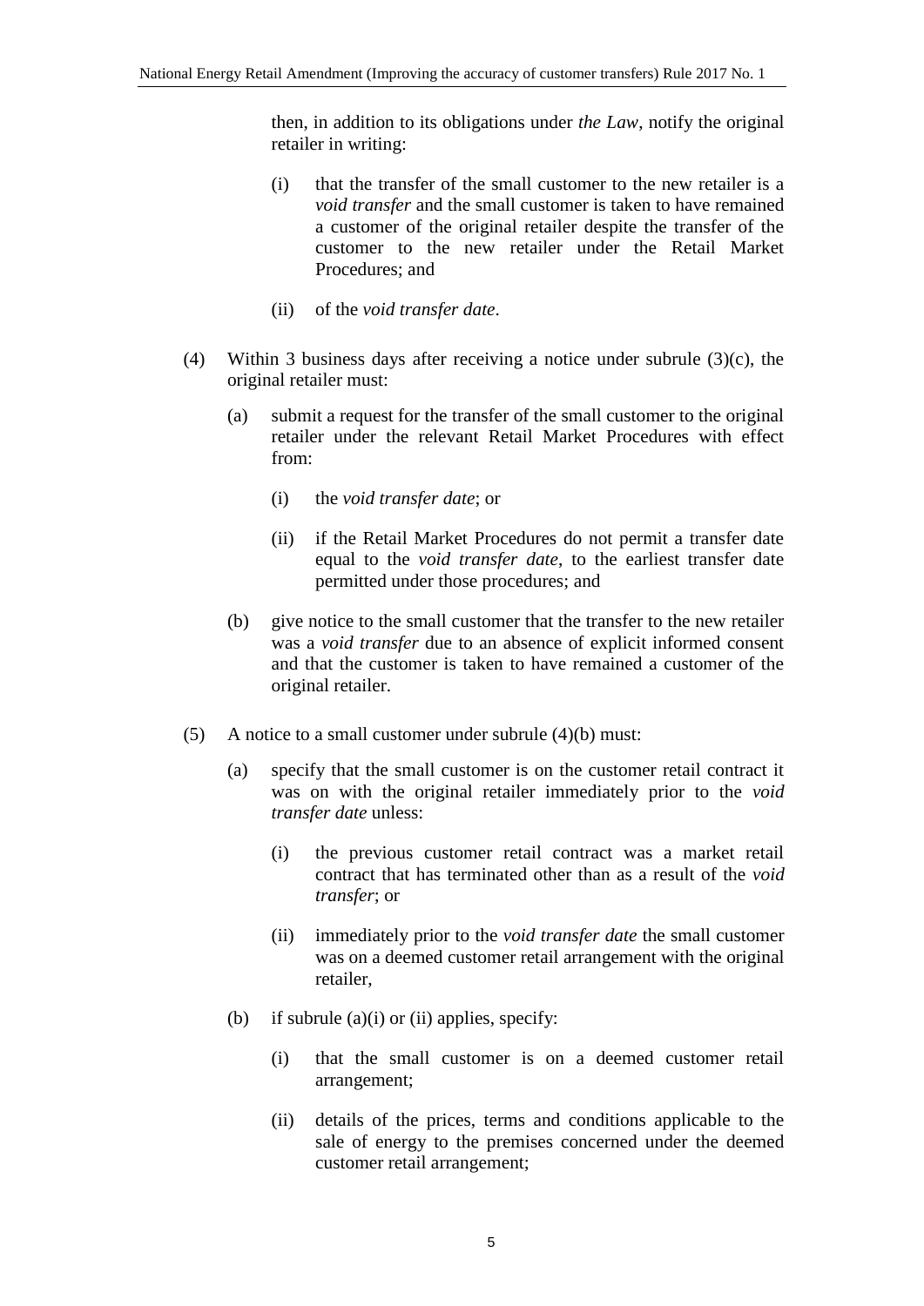then, in addition to its obligations under *the Law*, notify the original retailer in writing:

(i) that the transfer of the small customer to the new retailer is a *void transfer* and the small customer is taken to have remained a customer of the original retailer despite the transfer of the customer to the new retailer under the Retail Market Procedures; and

(ii) of the *void transfer date*.

(4) Within 3 business days after receiving a notice under subrule (3)(c), the original retailer must:

(a) submit a request for the transfer of the small customer to the original retailer under the relevant Retail Market Procedures with effect from:

(i) the *void transfer date*; or

(ii) if the Retail Market Procedures do not permit a transfer date equal to the *void transfer date*, to the earliest transfer date permitted under those procedures; and

(b) give notice to the small customer that the transfer to the new retailer was a *void transfer* due to an absence of explicit informed consent and that the customer is taken to have remained a customer of the original retailer.

(5) A notice to a small customer under subrule (4)(b) must:

(a) specify that the small customer is on the customer retail contract it was on with the original retailer immediately prior to the *void transfer date* unless:

(i) the previous customer retail contract was a market retail contract that has terminated other than as a result of the *void transfer*; or

(ii) immediately prior to the *void transfer date* the small customer was on a deemed customer retail arrangement with the original retailer,

(b) if subrule (a)(i) or (ii) applies, specify:

(i) that the small customer is on a deemed customer retail arrangement;

(ii) details of the prices, terms and conditions applicable to the sale of energy to the premises concerned under the deemed customer retail arrangement;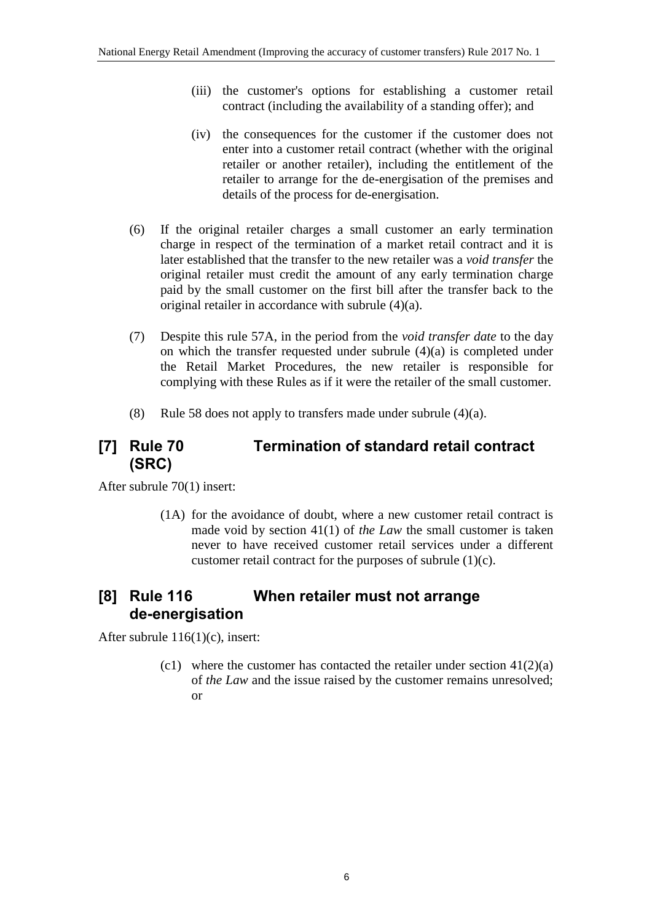(iii) the customer's options for establishing a customer retail contract (including the availability of a standing offer); and

(iv) the consequences for the customer if the customer does not enter into a customer retail contract (whether with the original retailer or another retailer), including the entitlement of the retailer to arrange for the de-energisation of the premises and details of the process for de-energisation.

(6) If the original retailer charges a small customer an early termination charge in respect of the termination of a market retail contract and it is later established that the transfer to the new retailer was a *void transfer* the original retailer must credit the amount of any early termination charge paid by the small customer on the first bill after the transfer back to the original retailer in accordance with subrule (4)(a).

(7) Despite this rule 57A, in the period from the *void transfer date* to the day on which the transfer requested under subrule (4)(a) is completed under the Retail Market Procedures, the new retailer is responsible for complying with these Rules as if it were the retailer of the small customer.

(8) Rule 58 does not apply to transfers made under subrule (4)(a).

## [7] Rule 70 Termination of standard retail contract (SRC)

After subrule 70(1) insert:

(1A) for the avoidance of doubt, where a new customer retail contract is made void by section 41(1) of *the Law* the small customer is taken never to have received customer retail services under a different customer retail contract for the purposes of subrule (1)(c).

## [8] Rule 116 When retailer must not arrange de-energisation

After subrule 116(1)(c), insert:

(c1) where the customer has contacted the retailer under section 41(2)(a) of *the Law* and the issue raised by the customer remains unresolved; or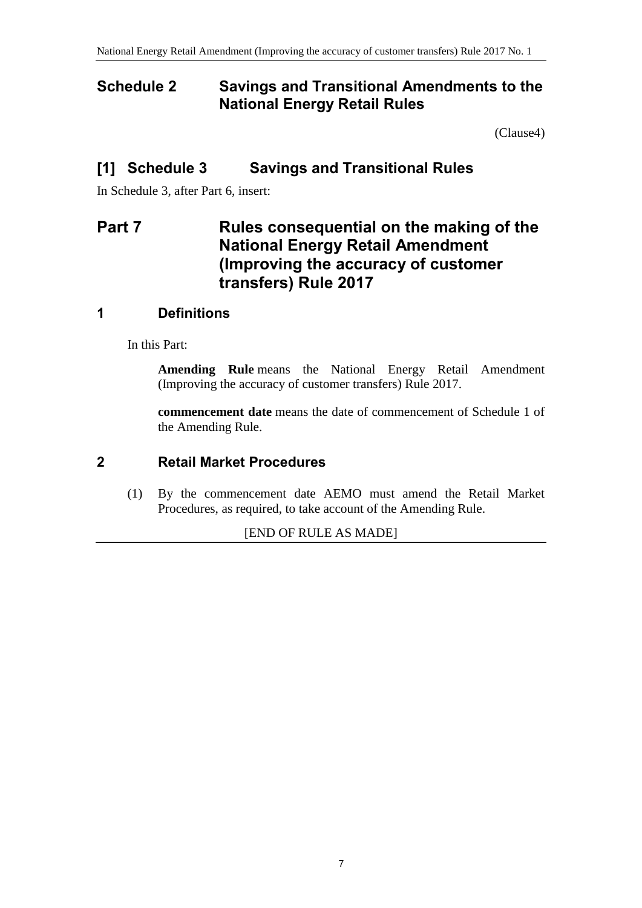## Schedule 2 Savings and Transitional Amendments to the National Energy Retail Rules

(Clause4)

## [1] Schedule 3 Savings and Transitional Rules

In Schedule 3, after Part 6, insert:

# Part 7 Rules consequential on the making of the National Energy Retail Amendment (Improving the accuracy of customer transfers) Rule 2017

### 1 Definitions

In this Part:

**Amending Rule** means the National Energy Retail Amendment (Improving the accuracy of customer transfers) Rule 2017.

**commencement date** means the date of commencement of Schedule 1 of the Amending Rule.

### 2 Retail Market Procedures

(1) By the commencement date AEMO must amend the Retail Market Procedures, as required, to take account of the Amending Rule.

[END OF RULE AS MADE]